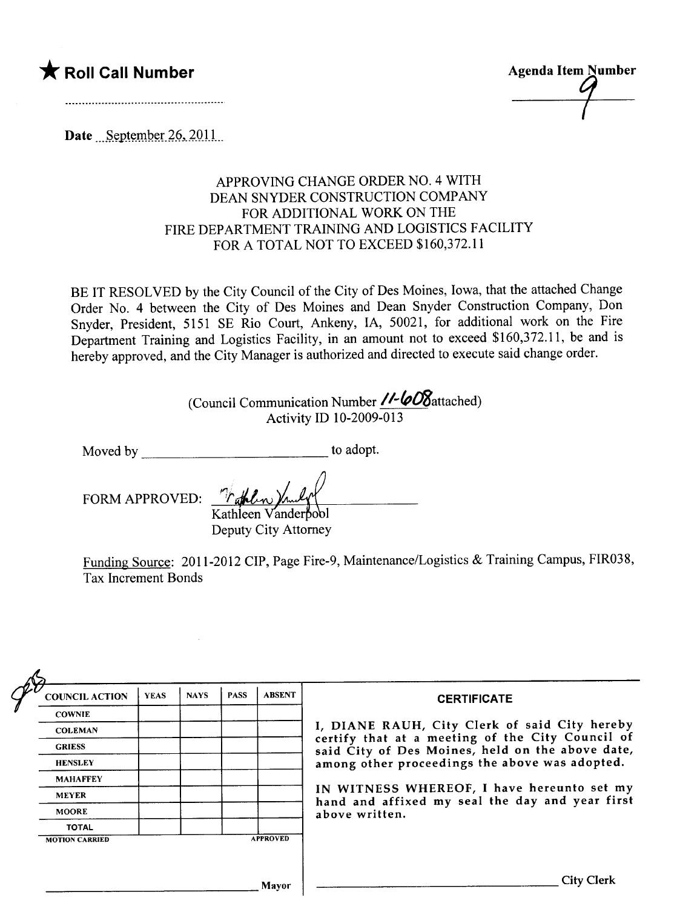★ **Roll Call Number**

.....................................................

**Agenda Item Number**

9

**Date** September 26, 2011

APPROVING CHANGE ORDER NO. 4 WITH
DEAN SNYDER CONSTRUCTION COMPANY
FOR ADDITIONAL WORK ON THE
FIRE DEPARTMENT TRAINING AND LOGISTICS FACILITY
FOR A TOTAL NOT TO EXCEED $160,372.11

BE IT RESOLVED by the City Council of the City of Des Moines, Iowa, that the attached Change Order No. 4 between the City of Des Moines and Dean Snyder Construction Company, Don Snyder, President, 5151 SE Rio Court, Ankeny, IA, 50021, for additional work on the Fire Department Training and Logistics Facility, in an amount not to exceed $160,372.11, be and is hereby approved, and the City Manager is authorized and directed to execute said change order.

(Council Communication Number 11-608 attached)
Activity ID 10-2009-013

Moved by ____________________________ to adopt.

FORM APPROVED: 
Kathleen Vanderpool
Deputy City Attorney

Funding Source: 2011-2012 CIP, Page Fire-9, Maintenance/Logistics & Training Campus, FIR038, Tax Increment Bonds

| COUNCIL ACTION | YEAS | NAYS | PASS | ABSENT |
|---|---|---|---|---|
| COWNIE | | | | |
| COLEMAN | | | | |
| GRIESS | | | | |
| HENSLEY | | | | |
| MAHAFFEY | | | | |
| MEYER | | | | |
| MOORE | | | | |
| TOTAL | | | | |

MOTION CARRIED APPROVED

______________________________ Mayor

**CERTIFICATE**

I, DIANE RAUH, City Clerk of said City hereby certify that at a meeting of the City Council of said City of Des Moines, held on the above date, among other proceedings the above was adopted.

IN WITNESS WHEREOF, I have hereunto set my hand and affixed my seal the day and year first above written.

______________________________ City Clerk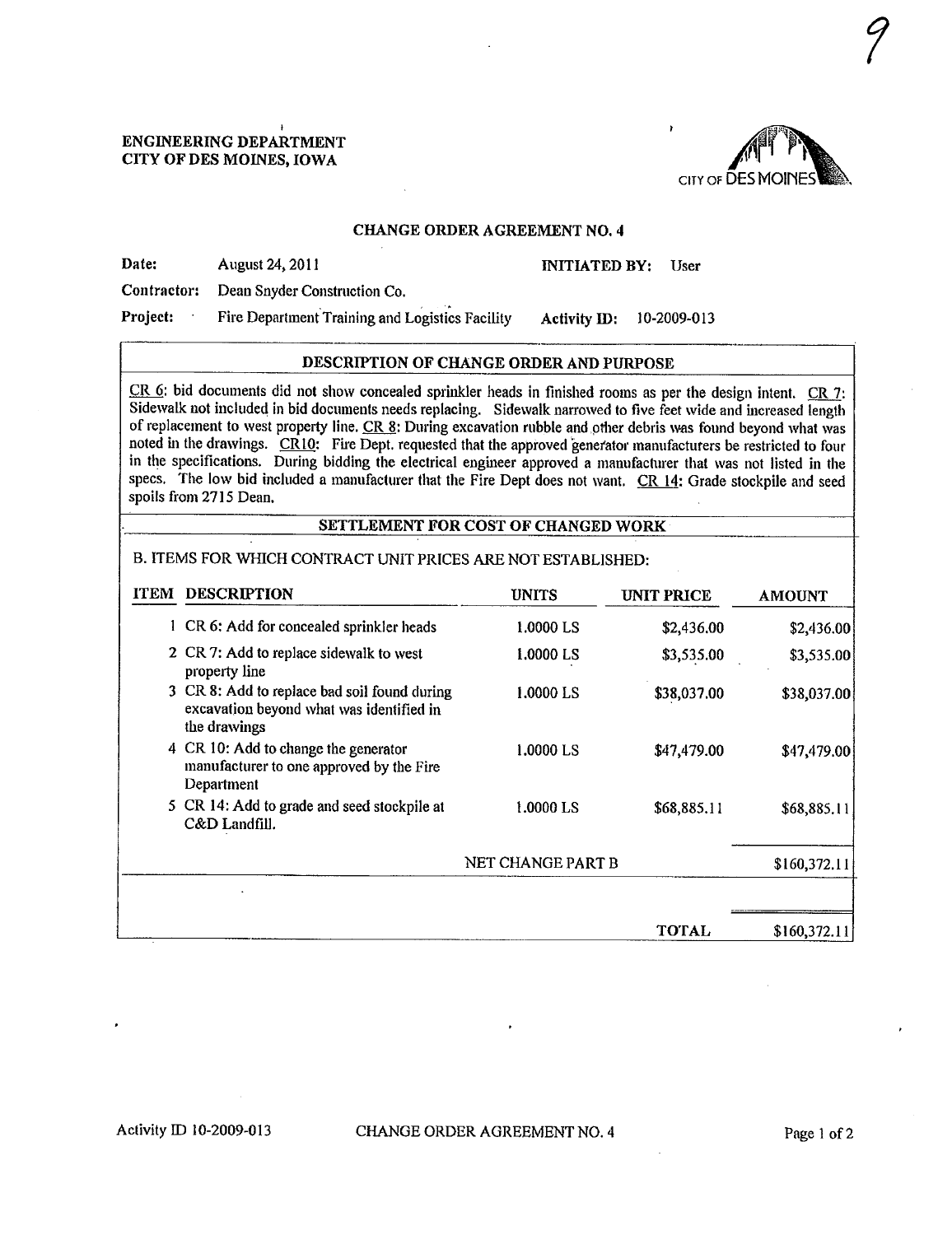ENGINEERING DEPARTMENT
CITY OF DES MOINES, IOWA

CITY OF DES MOINES

### CHANGE ORDER AGREEMENT NO. 4

**Date:** August 24, 2011 **INITIATED BY:** User

**Contractor:** Dean Snyder Construction Co.

**Project:** Fire Department Training and Logistics Facility **Activity ID:** 10-2009-013

#### DESCRIPTION OF CHANGE ORDER AND PURPOSE

CR 6: bid documents did not show concealed sprinkler heads in finished rooms as per the design intent. CR 7: Sidewalk not included in bid documents needs replacing. Sidewalk narrowed to five feet wide and increased length of replacement to west property line. CR 8: During excavation rubble and other debris was found beyond what was noted in the drawings. CR10: Fire Dept. requested that the approved generator manufacturers be restricted to four in the specifications. During bidding the electrical engineer approved a manufacturer that was not listed in the specs. The low bid included a manufacturer that the Fire Dept does not want. CR 14: Grade stockpile and seed spoils from 2715 Dean.

#### SETTLEMENT FOR COST OF CHANGED WORK

B. ITEMS FOR WHICH CONTRACT UNIT PRICES ARE NOT ESTABLISHED:

| ITEM | DESCRIPTION | UNITS | UNIT PRICE | AMOUNT |
|---|---|---|---|---|
| 1 | CR 6: Add for concealed sprinkler heads | 1.0000 LS | $2,436.00 | $2,436.00 |
| 2 | CR 7: Add to replace sidewalk to west property line | 1.0000 LS | $3,535.00 | $3,535.00 |
| 3 | CR 8: Add to replace bad soil found during excavation beyond what was identified in the drawings | 1.0000 LS | $38,037.00 | $38,037.00 |
| 4 | CR 10: Add to change the generator manufacturer to one approved by the Fire Department | 1.0000 LS | $47,479.00 | $47,479.00 |
| 5 | CR 14: Add to grade and seed stockpile at C&D Landfill. | 1.0000 LS | $68,885.11 | $68,885.11 |
| | | NET CHANGE PART B | | $160,372.11 |
| | | | TOTAL | $160,372.11 |